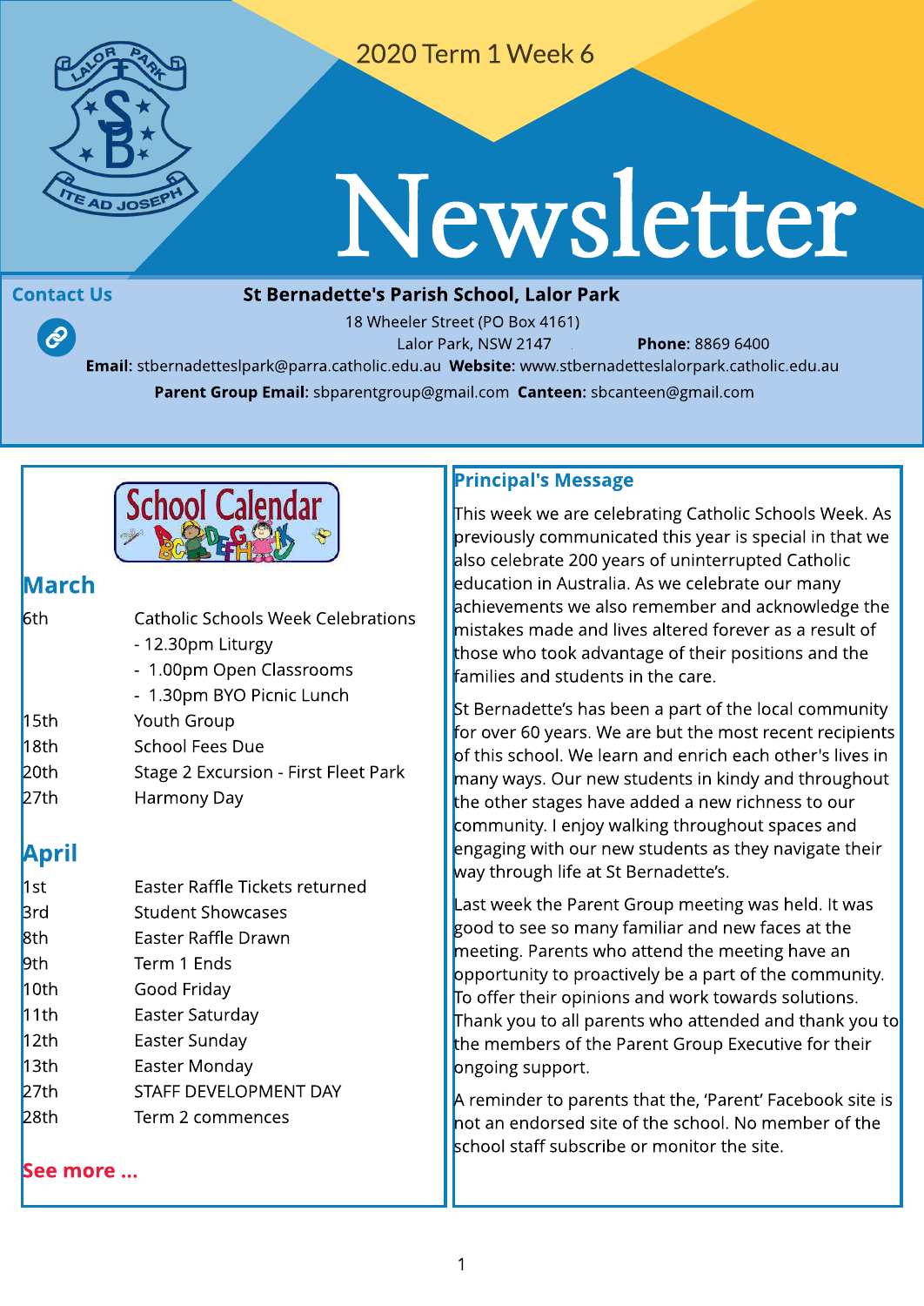2020 Term 1 Week 6

# Newsletter

**Contact Us**

**St Bernadette's Parish School, Lalor Park**

18 Wheeler Street (PO Box 4161)
Lalor Park, NSW 2147 **Phone:** 8869 6400
**Email:** stbernadetteslpark@parra.catholic.edu.au **Website:** www.stbernadetteslalorpark.catholic.edu.au
**Parent Group Email:** sbparentgroup@gmail.com **Canteen:** sbcanteen@gmail.com

## School Calendar

### March

| | |
|---|---|
| 6th | Catholic Schools Week Celebrations<br>- 12.30pm Liturgy<br>- 1.00pm Open Classrooms<br>- 1.30pm BYO Picnic Lunch |
| 15th | Youth Group |
| 18th | School Fees Due |
| 20th | Stage 2 Excursion - First Fleet Park |
| 27th | Harmony Day |

### April

| | |
|---|---|
| 1st | Easter Raffle Tickets returned |
| 3rd | Student Showcases |
| 8th | Easter Raffle Drawn |
| 9th | Term 1 Ends |
| 10th | Good Friday |
| 11th | Easter Saturday |
| 12th | Easter Sunday |
| 13th | Easter Monday |
| 27th | STAFF DEVELOPMENT DAY |
| 28th | Term 2 commences |

**See more ...**

## Principal's Message

This week we are celebrating Catholic Schools Week. As previously communicated this year is special in that we also celebrate 200 years of uninterrupted Catholic education in Australia. As we celebrate our many achievements we also remember and acknowledge the mistakes made and lives altered forever as a result of those who took advantage of their positions and the families and students in the care.

St Bernadette's has been a part of the local community for over 60 years. We are but the most recent recipients of this school. We learn and enrich each other's lives in many ways. Our new students in kindy and throughout the other stages have added a new richness to our community. I enjoy walking throughout spaces and engaging with our new students as they navigate their way through life at St Bernadette's.

Last week the Parent Group meeting was held. It was good to see so many familiar and new faces at the meeting. Parents who attend the meeting have an opportunity to proactively be a part of the community. To offer their opinions and work towards solutions. Thank you to all parents who attended and thank you to the members of the Parent Group Executive for their ongoing support.

A reminder to parents that the, 'Parent' Facebook site is not an endorsed site of the school. No member of the school staff subscribe or monitor the site.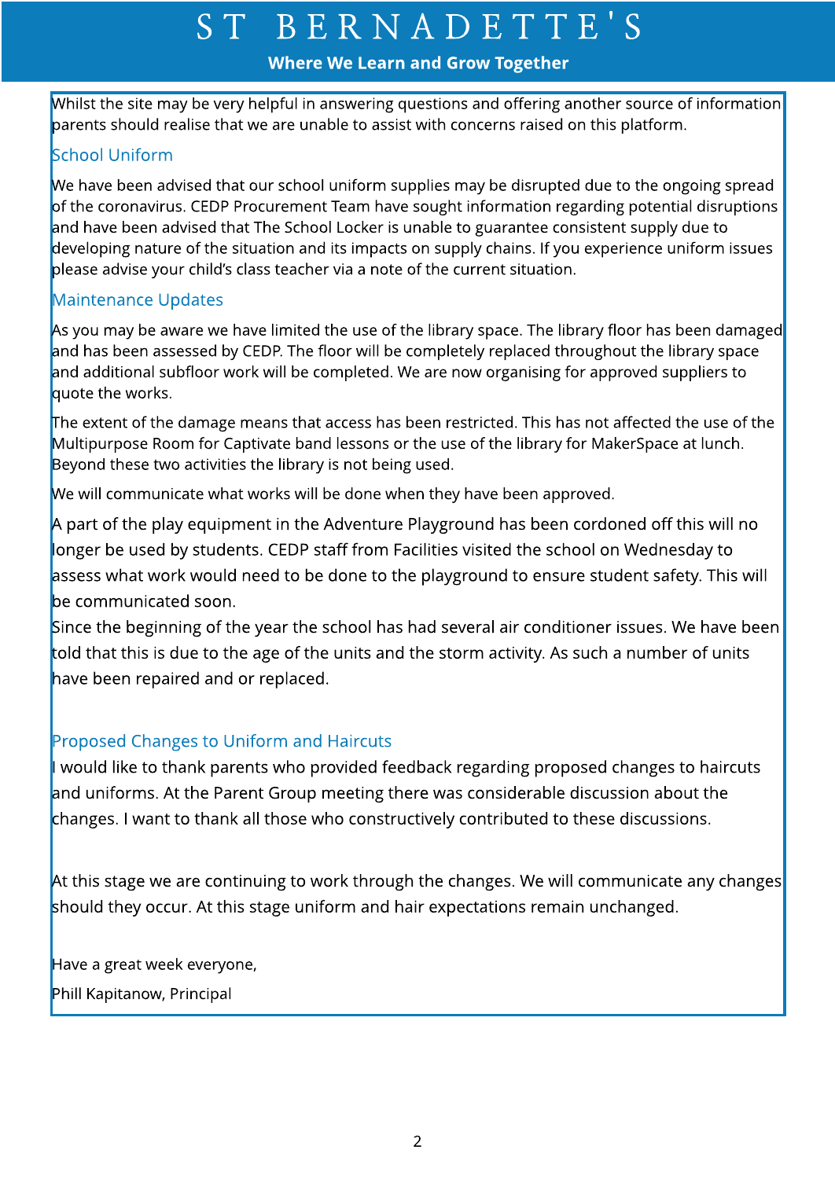Whilst the site may be very helpful in answering questions and offering another source of information parents should realise that we are unable to assist with concerns raised on this platform.

## School Uniform

We have been advised that our school uniform supplies may be disrupted due to the ongoing spread of the coronavirus. CEDP Procurement Team have sought information regarding potential disruptions and have been advised that The School Locker is unable to guarantee consistent supply due to developing nature of the situation and its impacts on supply chains. If you experience uniform issues please advise your child's class teacher via a note of the current situation.

## Maintenance Updates

As you may be aware we have limited the use of the library space. The library floor has been damaged and has been assessed by CEDP. The floor will be completely replaced throughout the library space and additional subfloor work will be completed. We are now organising for approved suppliers to quote the works.

The extent of the damage means that access has been restricted. This has not affected the use of the Multipurpose Room for Captivate band lessons or the use of the library for MakerSpace at lunch. Beyond these two activities the library is not being used.

We will communicate what works will be done when they have been approved.

A part of the play equipment in the Adventure Playground has been cordoned off this will no longer be used by students. CEDP staff from Facilities visited the school on Wednesday to assess what work would need to be done to the playground to ensure student safety. This will be communicated soon.

Since the beginning of the year the school has had several air conditioner issues. We have been told that this is due to the age of the units and the storm activity. As such a number of units have been repaired and or replaced.

## Proposed Changes to Uniform and Haircuts

I would like to thank parents who provided feedback regarding proposed changes to haircuts and uniforms. At the Parent Group meeting there was considerable discussion about the changes. I want to thank all those who constructively contributed to these discussions.

At this stage we are continuing to work through the changes. We will communicate any changes should they occur. At this stage uniform and hair expectations remain unchanged.

Have a great week everyone,

Phill Kapitanow, Principal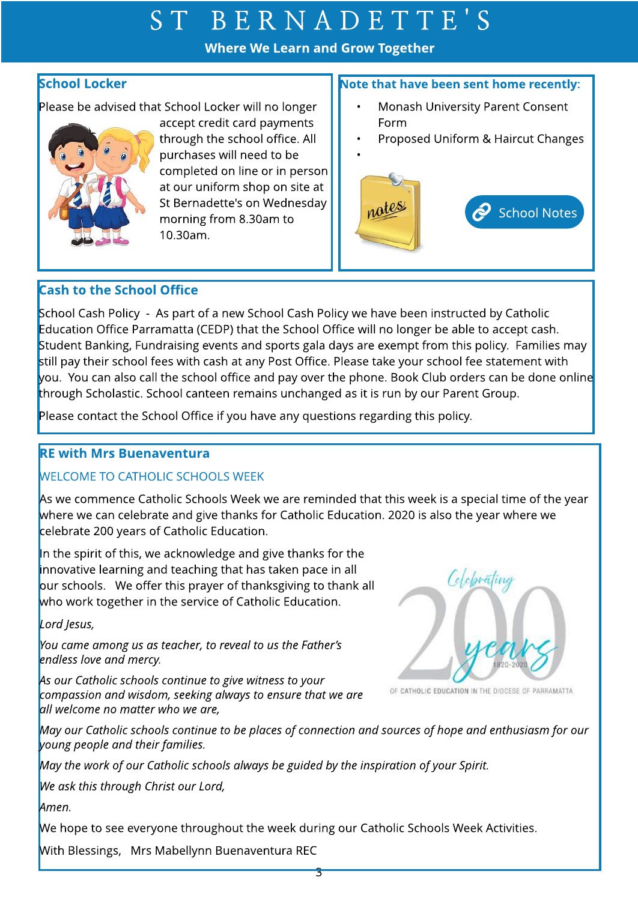# ST BERNADETTE'S

**Where We Learn and Grow Together**

## School Locker

Please be advised that School Locker will no longer accept credit card payments through the school office. All purchases will need to be completed on line or in person at our uniform shop on site at St Bernadette's on Wednesday morning from 8.30am to 10.30am.

## Note that have been sent home recently:

- Monash University Parent Consent Form
- Proposed Uniform & Haircut Changes
- 

School Notes

## Cash to the School Office

School Cash Policy - As part of a new School Cash Policy we have been instructed by Catholic Education Office Parramatta (CEDP) that the School Office will no longer be able to accept cash. Student Banking, Fundraising events and sports gala days are exempt from this policy. Families may still pay their school fees with cash at any Post Office. Please take your school fee statement with you. You can also call the school office and pay over the phone. Book Club orders can be done online through Scholastic. School canteen remains unchanged as it is run by our Parent Group.

Please contact the School Office if you have any questions regarding this policy.

## RE with Mrs Buenaventura

### WELCOME TO CATHOLIC SCHOOLS WEEK

As we commence Catholic Schools Week we are reminded that this week is a special time of the year where we can celebrate and give thanks for Catholic Education. 2020 is also the year where we celebrate 200 years of Catholic Education.

In the spirit of this, we acknowledge and give thanks for the innovative learning and teaching that has taken pace in all our schools. We offer this prayer of thanksgiving to thank all who work together in the service of Catholic Education.

*Lord Jesus,*

*You came among us as teacher, to reveal to us the Father's endless love and mercy.*

*As our Catholic schools continue to give witness to your compassion and wisdom, seeking always to ensure that we are all welcome no matter who we are,*

*May our Catholic schools continue to be places of connection and sources of hope and enthusiasm for our young people and their families.*

*May the work of our Catholic schools always be guided by the inspiration of your Spirit.*

*We ask this through Christ our Lord,*

*Amen.*

We hope to see everyone throughout the week during our Catholic Schools Week Activities.

With Blessings, Mrs Mabellynn Buenaventura REC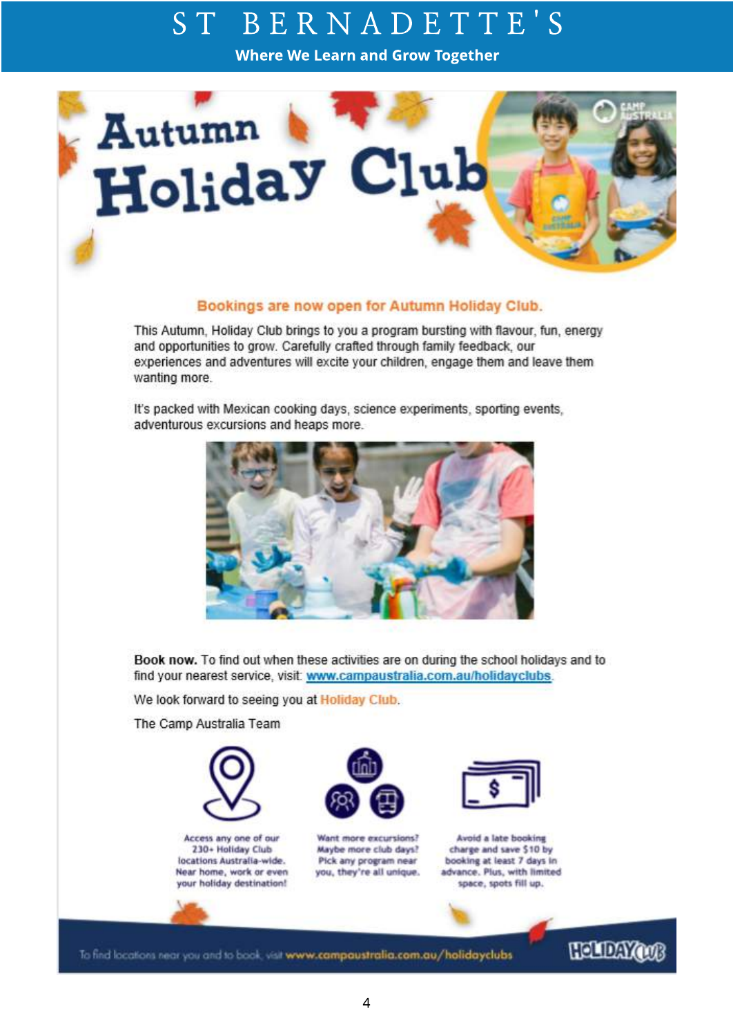# Autumn Holiday Club

**Bookings are now open for Autumn Holiday Club.**

This Autumn, Holiday Club brings to you a program bursting with flavour, fun, energy and opportunities to grow. Carefully crafted through family feedback, our experiences and adventures will excite your children, engage them and leave them wanting more.

It's packed with Mexican cooking days, science experiments, sporting events, adventurous excursions and heaps more.

**Book now.** To find out when these activities are on during the school holidays and to find your nearest service, visit: www.campaustralia.com.au/holidayclubs.

We look forward to seeing you at Holiday Club.

The Camp Australia Team

Access any one of our 230+ Holiday Club locations Australia-wide. Near home, work or even your holiday destination!

Want more excursions? Maybe more club days? Pick any program near you, they're all unique.

Avoid a late booking charge and save $10 by booking at least 7 days in advance. Plus, with limited space, spots fill up.

To find locations near you and to book, visit **www.campaustralia.com.au/holidayclubs**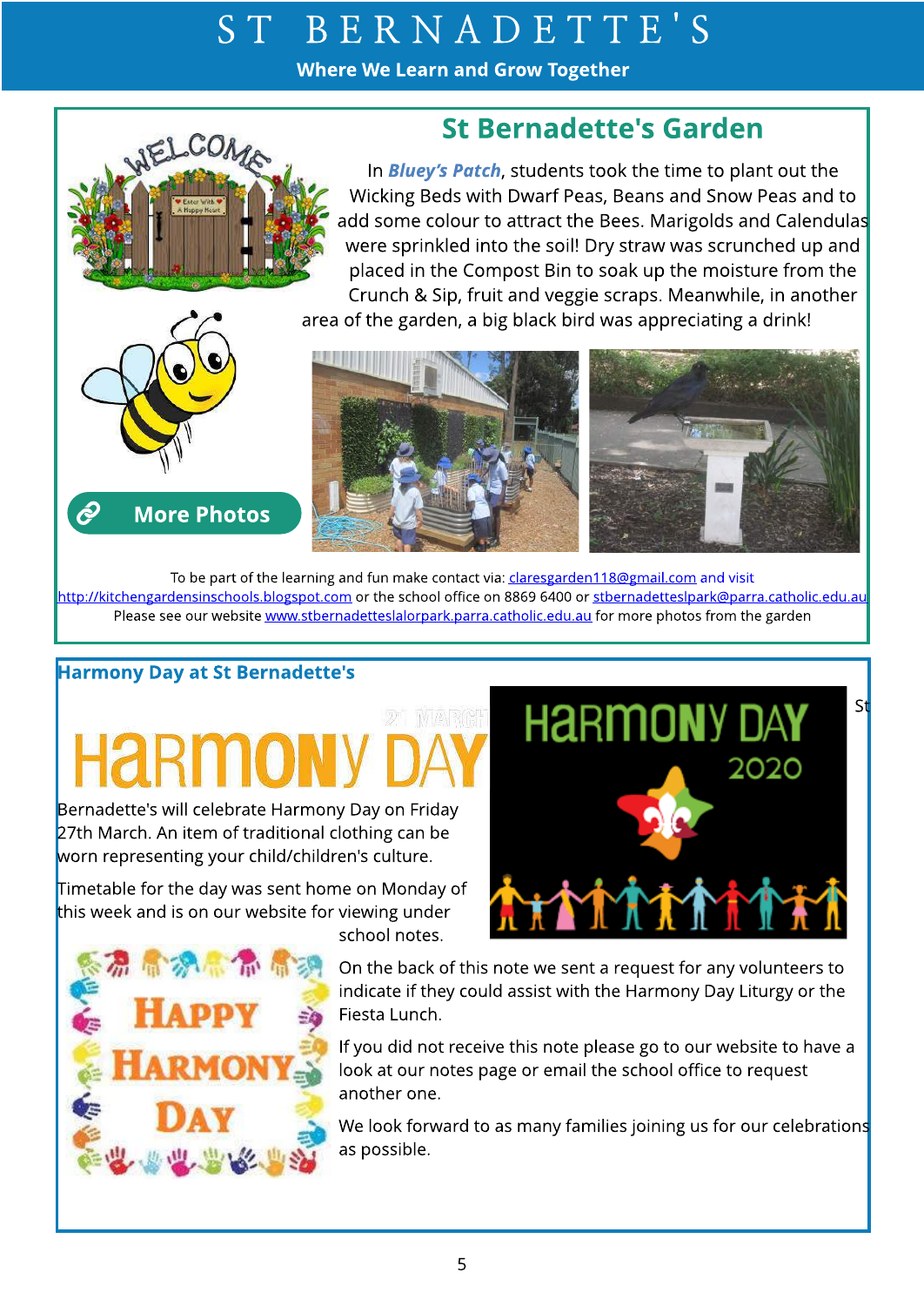## St Bernadette's Garden

In ***Bluey's Patch***, students took the time to plant out the Wicking Beds with Dwarf Peas, Beans and Snow Peas and to add some colour to attract the Bees. Marigolds and Calendulas were sprinkled into the soil! Dry straw was scrunched up and placed in the Compost Bin to soak up the moisture from the Crunch & Sip, fruit and veggie scraps. Meanwhile, in another area of the garden, a big black bird was appreciating a drink!

**More Photos**

To be part of the learning and fun make contact via: claresgarden118@gmail.com and visit http://kitchengardensinschools.blogspot.com or the school office on 8869 6400 or stbernadetteslpark@parra.catholic.edu.au
Please see our website www.stbernadetteslalorpark.parra.catholic.edu.au for more photos from the garden

## Harmony Day at St Bernadette's

St Bernadette's will celebrate Harmony Day on Friday 27th March. An item of traditional clothing can be worn representing your child/children's culture.

Timetable for the day was sent home on Monday of this week and is on our website for viewing under school notes.

On the back of this note we sent a request for any volunteers to indicate if they could assist with the Harmony Day Liturgy or the Fiesta Lunch.

If you did not receive this note please go to our website to have a look at our notes page or email the school office to request another one.

We look forward to as many families joining us for our celebrations as possible.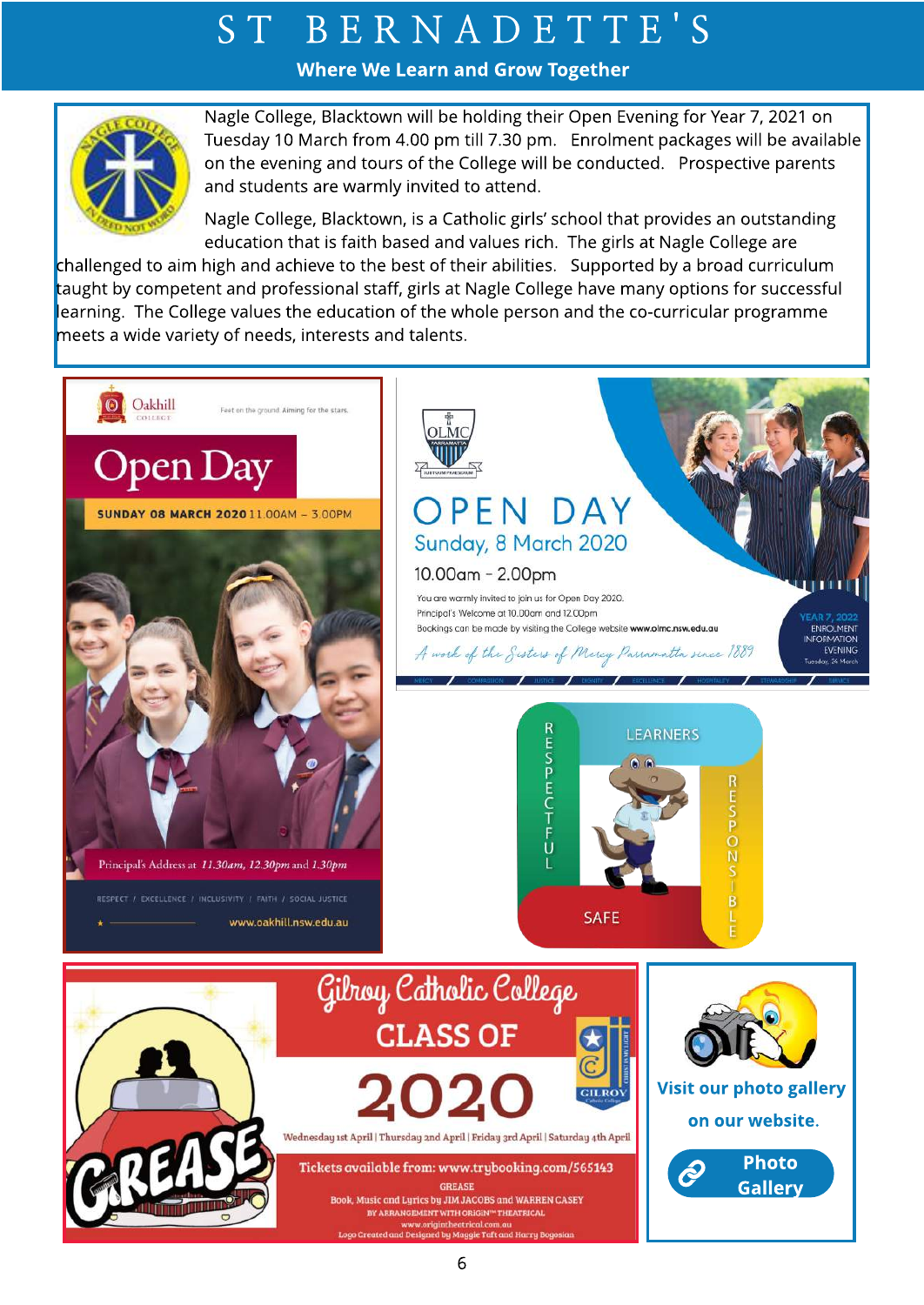Nagle College, Blacktown will be holding their Open Evening for Year 7, 2021 on Tuesday 10 March from 4.00 pm till 7.30 pm. Enrolment packages will be available on the evening and tours of the College will be conducted. Prospective parents and students are warmly invited to attend.

Nagle College, Blacktown, is a Catholic girls' school that provides an outstanding education that is faith based and values rich. The girls at Nagle College are challenged to aim high and achieve to the best of their abilities. Supported by a broad curriculum taught by competent and professional staff, girls at Nagle College have many options for successful learning. The College values the education of the whole person and the co-curricular programme meets a wide variety of needs, interests and talents.

**Oakhill College**

Feet on the ground. Aiming for the stars.

## Open Day

**SUNDAY 08 MARCH 2020** 11.00AM – 3.00PM

Principal's Address at *11.30am, 12.30pm* and *1.30pm*

RESPECT / EXCELLENCE / INCLUSIVITY / FAITH / SOCIAL JUSTICE

www.oakhill.nsw.edu.au

**OLMC Parramatta**

## OPEN DAY

Sunday, 8 March 2020

10.00am - 2.00pm

You are warmly invited to join us for Open Day 2020.
Principal's Welcome at 10.00am and 12.00pm
Bookings can be made by visiting the College website **www.olmc.nsw.edu.au**

*A work of the Sisters of Mercy Parramatta since 1889*

YEAR 7, 2022 ENROLMENT INFORMATION EVENING Tuesday, 24 March

MERCY / COMPASSION / JUSTICE / DIGNITY / EXCELLENCE / HOSPITALITY / STEWARDSHIP / SERVICE

LEARNERS
RESPECTFUL
RESPONSIBLE
SAFE

## Gilroy Catholic College

## CLASS OF 2020

**GREASE**

Wednesday 1st April | Thursday 2nd April | Friday 3rd April | Saturday 4th April

Tickets available from: www.trybooking.com/565143

GREASE
Book, Music and Lyrics by JIM JACOBS and WARREN CASEY
BY ARRANGEMENT WITH ORIGIN™ THEATRICAL
www.origintheatrical.com.au
Logo Created and Designed by Maggie Taft and Harry Bogosian

**Visit our photo gallery on our website.**

**Photo Gallery**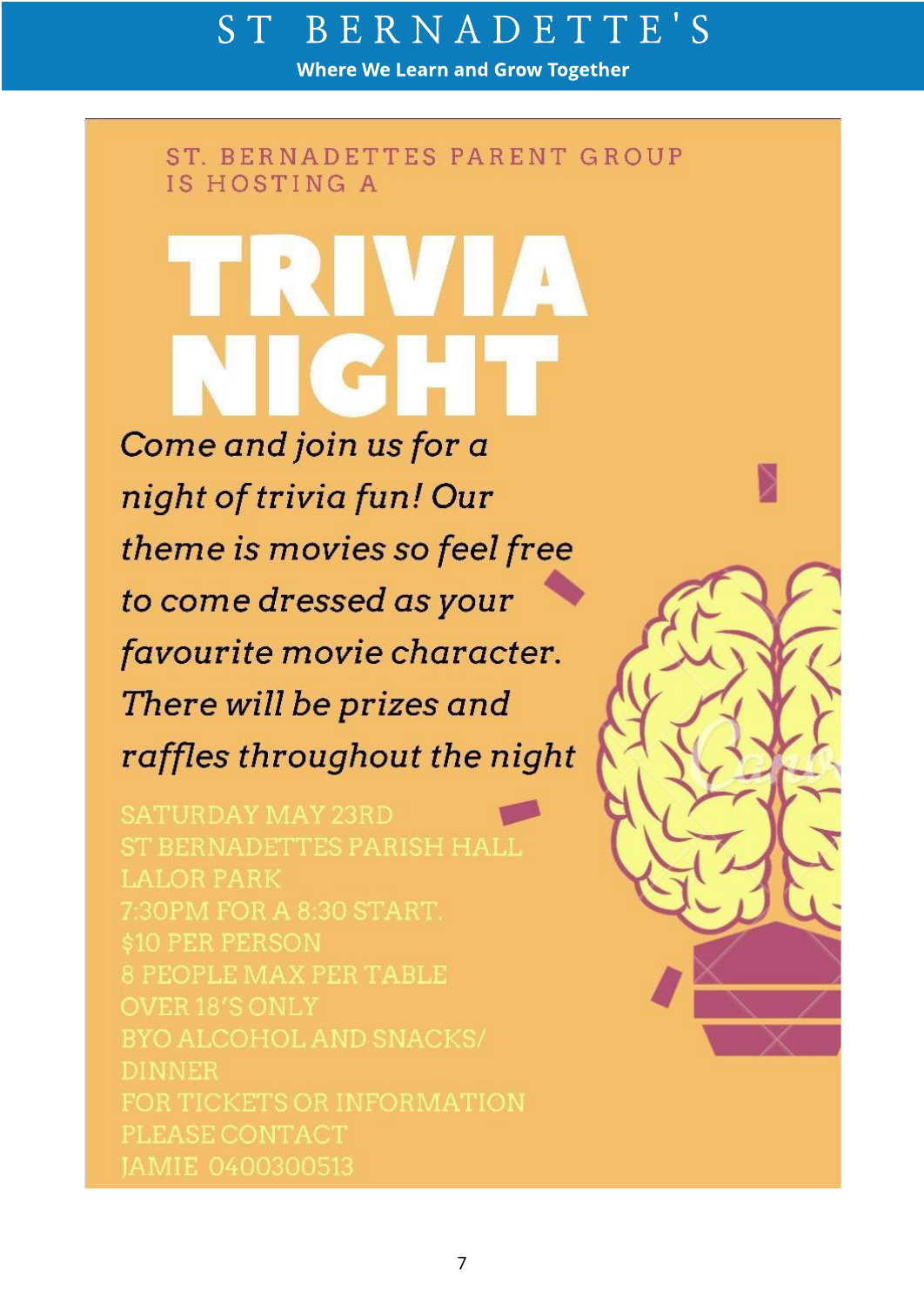ST. BERNADETTES PARENT GROUP IS HOSTING A

# TRIVIA NIGHT

*Come and join us for a night of trivia fun! Our theme is movies so feel free to come dressed as your favourite movie character. There will be prizes and raffles throughout the night*

SATURDAY MAY 23RD
ST BERNADETTES PARISH HALL
LALOR PARK
7:30PM FOR A 8:30 START.
$10 PER PERSON
8 PEOPLE MAX PER TABLE
OVER 18'S ONLY
BYO ALCOHOL AND SNACKS/ DINNER
FOR TICKETS OR INFORMATION PLEASE CONTACT
JAMIE 0400300513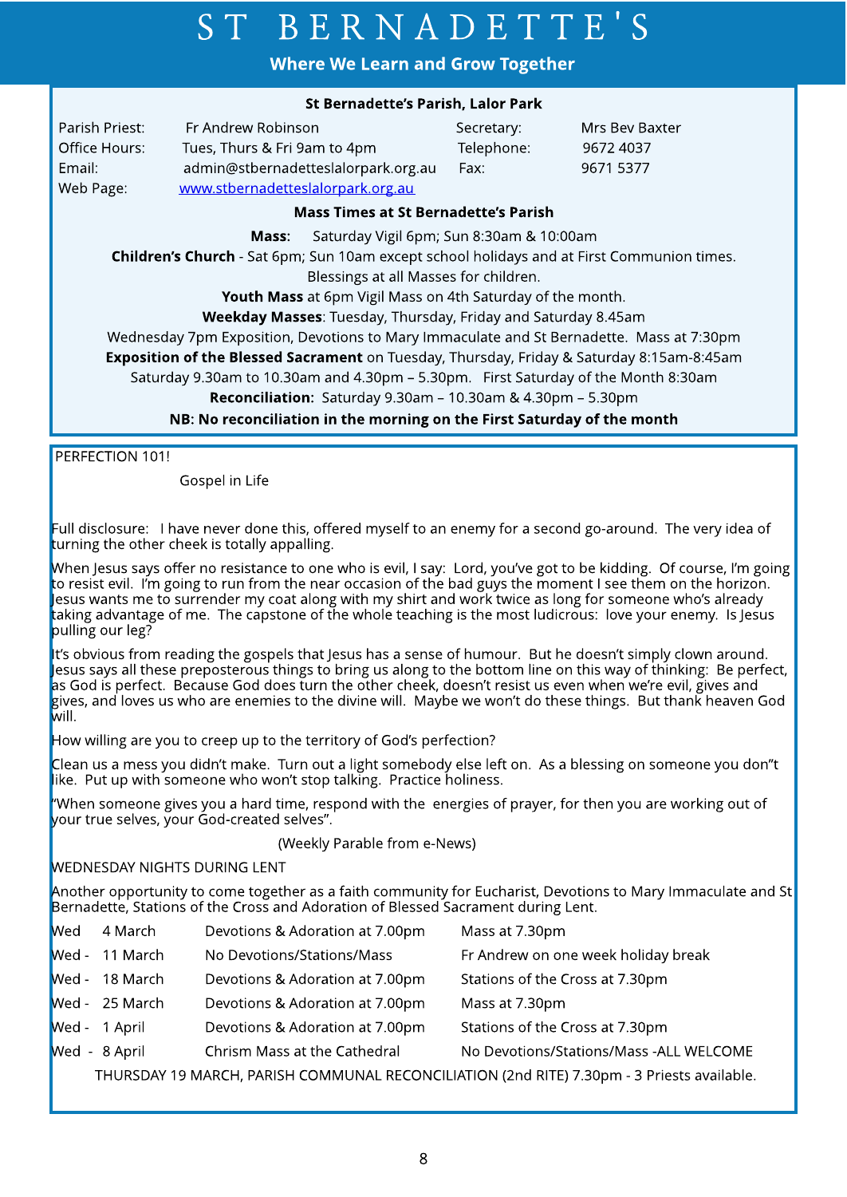# ST BERNADETTE'S

**Where We Learn and Grow Together**

**St Bernadette's Parish, Lalor Park**

| | | | |
|---|---|---|---|
| Parish Priest: | Fr Andrew Robinson | Secretary: | Mrs Bev Baxter |
| Office Hours: | Tues, Thurs & Fri 9am to 4pm | Telephone: | 9672 4037 |
| Email: | admin@stbernadetteslalorpark.org.au | Fax: | 9671 5377 |
| Web Page: | www.stbernadetteslalorpark.org.au | | |

**Mass Times at St Bernadette's Parish**

**Mass:** Saturday Vigil 6pm; Sun 8:30am & 10:00am

**Children's Church** - Sat 6pm; Sun 10am except school holidays and at First Communion times.

Blessings at all Masses for children.

**Youth Mass** at 6pm Vigil Mass on 4th Saturday of the month.

**Weekday Masses**: Tuesday, Thursday, Friday and Saturday 8.45am

Wednesday 7pm Exposition, Devotions to Mary Immaculate and St Bernadette. Mass at 7:30pm

**Exposition of the Blessed Sacrament** on Tuesday, Thursday, Friday & Saturday 8:15am-8:45am

Saturday 9.30am to 10.30am and 4.30pm – 5.30pm. First Saturday of the Month 8:30am

**Reconciliation:** Saturday 9.30am – 10.30am & 4.30pm – 5.30pm

**NB: No reconciliation in the morning on the First Saturday of the month**

PERFECTION 101!

Gospel in Life

Full disclosure: I have never done this, offered myself to an enemy for a second go-around. The very idea of turning the other cheek is totally appalling.

When Jesus says offer no resistance to one who is evil, I say: Lord, you've got to be kidding. Of course, I'm going to resist evil. I'm going to run from the near occasion of the bad guys the moment I see them on the horizon. Jesus wants me to surrender my coat along with my shirt and work twice as long for someone who's already taking advantage of me. The capstone of the whole teaching is the most ludicrous: love your enemy. Is Jesus pulling our leg?

It's obvious from reading the gospels that Jesus has a sense of humour. But he doesn't simply clown around. Jesus says all these preposterous things to bring us along to the bottom line on this way of thinking: Be perfect, as God is perfect. Because God does turn the other cheek, doesn't resist us even when we're evil, gives and gives, and loves us who are enemies to the divine will. Maybe we won't do these things. But thank heaven God will.

How willing are you to creep up to the territory of God's perfection?

Clean us a mess you didn't make. Turn out a light somebody else left on. As a blessing on someone you don"t like. Put up with someone who won't stop talking. Practice holiness.

"When someone gives you a hard time, respond with the energies of prayer, for then you are working out of your true selves, your God-created selves".

(Weekly Parable from e-News)

WEDNESDAY NIGHTS DURING LENT

Another opportunity to come together as a faith community for Eucharist, Devotions to Mary Immaculate and St Bernadette, Stations of the Cross and Adoration of Blessed Sacrament during Lent.

| | | | |
|---|---|---|---|
| Wed | 4 March | Devotions & Adoration at 7.00pm | Mass at 7.30pm |
| Wed - | 11 March | No Devotions/Stations/Mass | Fr Andrew on one week holiday break |
| Wed - | 18 March | Devotions & Adoration at 7.00pm | Stations of the Cross at 7.30pm |
| Wed - | 25 March | Devotions & Adoration at 7.00pm | Mass at 7.30pm |
| Wed - | 1 April | Devotions & Adoration at 7.00pm | Stations of the Cross at 7.30pm |
| Wed - | 8 April | Chrism Mass at the Cathedral | No Devotions/Stations/Mass -ALL WELCOME |

THURSDAY 19 MARCH, PARISH COMMUNAL RECONCILIATION (2nd RITE) 7.30pm - 3 Priests available.